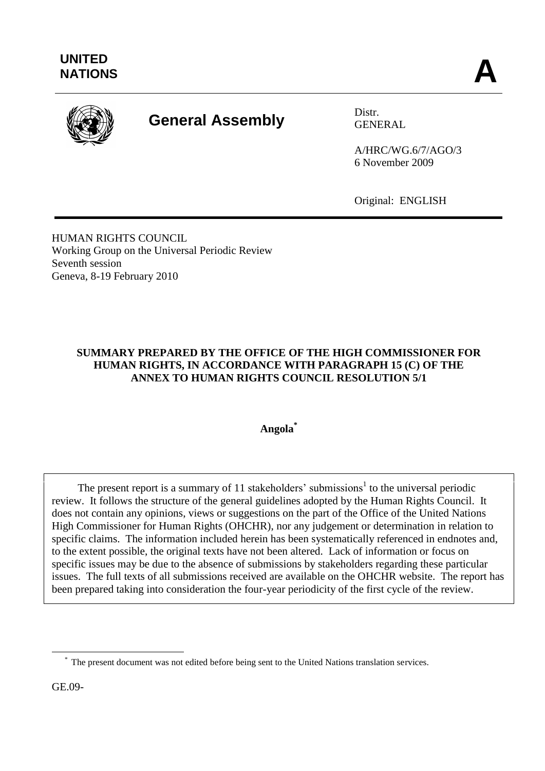**UNITED NATIONS** **A**

# General Assembly

Distr.
GENERAL

A/HRC/WG.6/7/AGO/3
6 November 2009

Original: ENGLISH

HUMAN RIGHTS COUNCIL
Working Group on the Universal Periodic Review
Seventh session
Geneva, 8-19 February 2010

## SUMMARY PREPARED BY THE OFFICE OF THE HIGH COMMISSIONER FOR HUMAN RIGHTS, IN ACCORDANCE WITH PARAGRAPH 15 (C) OF THE ANNEX TO HUMAN RIGHTS COUNCIL RESOLUTION 5/1

**Angola***

The present report is a summary of 11 stakeholders' submissions[1] to the universal periodic review. It follows the structure of the general guidelines adopted by the Human Rights Council. It does not contain any opinions, views or suggestions on the part of the Office of the United Nations High Commissioner for Human Rights (OHCHR), nor any judgement or determination in relation to specific claims. The information included herein has been systematically referenced in endnotes and, to the extent possible, the original texts have not been altered. Lack of information or focus on specific issues may be due to the absence of submissions by stakeholders regarding these particular issues. The full texts of all submissions received are available on the OHCHR website. The report has been prepared taking into consideration the four-year periodicity of the first cycle of the review.

\* The present document was not edited before being sent to the United Nations translation services.

GE.09-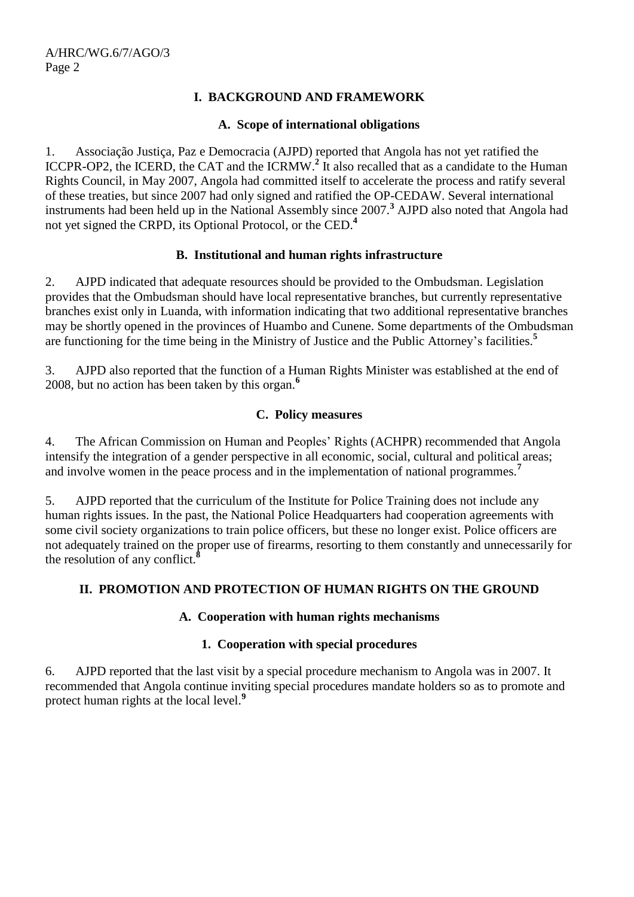## I. BACKGROUND AND FRAMEWORK

### A. Scope of international obligations

1. Associação Justiça, Paz e Democracia (AJPD) reported that Angola has not yet ratified the ICCPR-OP2, the ICERD, the CAT and the ICRMW.[2] It also recalled that as a candidate to the Human Rights Council, in May 2007, Angola had committed itself to accelerate the process and ratify several of these treaties, but since 2007 had only signed and ratified the OP-CEDAW. Several international instruments had been held up in the National Assembly since 2007.[3] AJPD also noted that Angola had not yet signed the CRPD, its Optional Protocol, or the CED.[4]

### B. Institutional and human rights infrastructure

2. AJPD indicated that adequate resources should be provided to the Ombudsman. Legislation provides that the Ombudsman should have local representative branches, but currently representative branches exist only in Luanda, with information indicating that two additional representative branches may be shortly opened in the provinces of Huambo and Cunene. Some departments of the Ombudsman are functioning for the time being in the Ministry of Justice and the Public Attorney's facilities.[5]

3. AJPD also reported that the function of a Human Rights Minister was established at the end of 2008, but no action has been taken by this organ.[6]

### C. Policy measures

4. The African Commission on Human and Peoples' Rights (ACHPR) recommended that Angola intensify the integration of a gender perspective in all economic, social, cultural and political areas; and involve women in the peace process and in the implementation of national programmes.[7]

5. AJPD reported that the curriculum of the Institute for Police Training does not include any human rights issues. In the past, the National Police Headquarters had cooperation agreements with some civil society organizations to train police officers, but these no longer exist. Police officers are not adequately trained on the proper use of firearms, resorting to them constantly and unnecessarily for the resolution of any conflict.[8]

## II. PROMOTION AND PROTECTION OF HUMAN RIGHTS ON THE GROUND

### A. Cooperation with human rights mechanisms

#### 1. Cooperation with special procedures

6. AJPD reported that the last visit by a special procedure mechanism to Angola was in 2007. It recommended that Angola continue inviting special procedures mandate holders so as to promote and protect human rights at the local level.[9]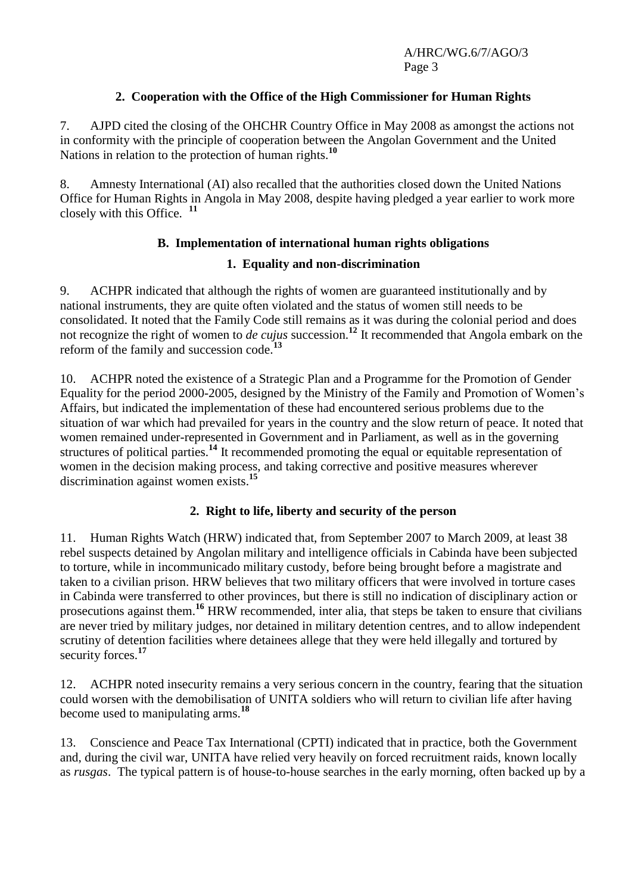## 2. Cooperation with the Office of the High Commissioner for Human Rights

7. AJPD cited the closing of the OHCHR Country Office in May 2008 as amongst the actions not in conformity with the principle of cooperation between the Angolan Government and the United Nations in relation to the protection of human rights.[10]

8. Amnesty International (AI) also recalled that the authorities closed down the United Nations Office for Human Rights in Angola in May 2008, despite having pledged a year earlier to work more closely with this Office.[11]

## B. Implementation of international human rights obligations

### 1. Equality and non-discrimination

9. ACHPR indicated that although the rights of women are guaranteed institutionally and by national instruments, they are quite often violated and the status of women still needs to be consolidated. It noted that the Family Code still remains as it was during the colonial period and does not recognize the right of women to *de cujus* succession.[12] It recommended that Angola embark on the reform of the family and succession code.[13]

10. ACHPR noted the existence of a Strategic Plan and a Programme for the Promotion of Gender Equality for the period 2000-2005, designed by the Ministry of the Family and Promotion of Women's Affairs, but indicated the implementation of these had encountered serious problems due to the situation of war which had prevailed for years in the country and the slow return of peace. It noted that women remained under-represented in Government and in Parliament, as well as in the governing structures of political parties.[14] It recommended promoting the equal or equitable representation of women in the decision making process, and taking corrective and positive measures wherever discrimination against women exists.[15]

### 2. Right to life, liberty and security of the person

11. Human Rights Watch (HRW) indicated that, from September 2007 to March 2009, at least 38 rebel suspects detained by Angolan military and intelligence officials in Cabinda have been subjected to torture, while in incommunicado military custody, before being brought before a magistrate and taken to a civilian prison. HRW believes that two military officers that were involved in torture cases in Cabinda were transferred to other provinces, but there is still no indication of disciplinary action or prosecutions against them.[16] HRW recommended, inter alia, that steps be taken to ensure that civilians are never tried by military judges, nor detained in military detention centres, and to allow independent scrutiny of detention facilities where detainees allege that they were held illegally and tortured by security forces.[17]

12. ACHPR noted insecurity remains a very serious concern in the country, fearing that the situation could worsen with the demobilisation of UNITA soldiers who will return to civilian life after having become used to manipulating arms.[18]

13. Conscience and Peace Tax International (CPTI) indicated that in practice, both the Government and, during the civil war, UNITA have relied very heavily on forced recruitment raids, known locally as *rusgas*. The typical pattern is of house-to-house searches in the early morning, often backed up by a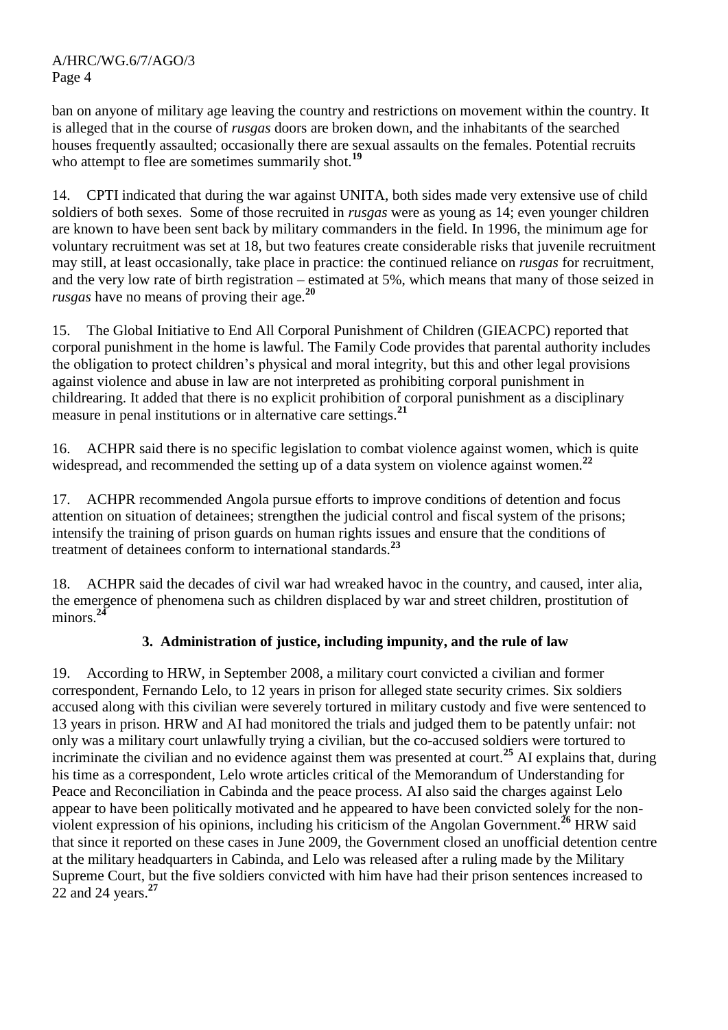ban on anyone of military age leaving the country and restrictions on movement within the country. It is alleged that in the course of *rusgas* doors are broken down, and the inhabitants of the searched houses frequently assaulted; occasionally there are sexual assaults on the females. Potential recruits who attempt to flee are sometimes summarily shot.[19]

14. CPTI indicated that during the war against UNITA, both sides made very extensive use of child soldiers of both sexes. Some of those recruited in *rusgas* were as young as 14; even younger children are known to have been sent back by military commanders in the field. In 1996, the minimum age for voluntary recruitment was set at 18, but two features create considerable risks that juvenile recruitment may still, at least occasionally, take place in practice: the continued reliance on *rusgas* for recruitment, and the very low rate of birth registration – estimated at 5%, which means that many of those seized in *rusgas* have no means of proving their age.[20]

15. The Global Initiative to End All Corporal Punishment of Children (GIEACPC) reported that corporal punishment in the home is lawful. The Family Code provides that parental authority includes the obligation to protect children's physical and moral integrity, but this and other legal provisions against violence and abuse in law are not interpreted as prohibiting corporal punishment in childrearing. It added that there is no explicit prohibition of corporal punishment as a disciplinary measure in penal institutions or in alternative care settings.[21]

16. ACHPR said there is no specific legislation to combat violence against women, which is quite widespread, and recommended the setting up of a data system on violence against women.[22]

17. ACHPR recommended Angola pursue efforts to improve conditions of detention and focus attention on situation of detainees; strengthen the judicial control and fiscal system of the prisons; intensify the training of prison guards on human rights issues and ensure that the conditions of treatment of detainees conform to international standards.[23]

18. ACHPR said the decades of civil war had wreaked havoc in the country, and caused, inter alia, the emergence of phenomena such as children displaced by war and street children, prostitution of minors.[24]

### 3. Administration of justice, including impunity, and the rule of law

19. According to HRW, in September 2008, a military court convicted a civilian and former correspondent, Fernando Lelo, to 12 years in prison for alleged state security crimes. Six soldiers accused along with this civilian were severely tortured in military custody and five were sentenced to 13 years in prison. HRW and AI had monitored the trials and judged them to be patently unfair: not only was a military court unlawfully trying a civilian, but the co-accused soldiers were tortured to incriminate the civilian and no evidence against them was presented at court.[25] AI explains that, during his time as a correspondent, Lelo wrote articles critical of the Memorandum of Understanding for Peace and Reconciliation in Cabinda and the peace process. AI also said the charges against Lelo appear to have been politically motivated and he appeared to have been convicted solely for the non-violent expression of his opinions, including his criticism of the Angolan Government.[26] HRW said that since it reported on these cases in June 2009, the Government closed an unofficial detention centre at the military headquarters in Cabinda, and Lelo was released after a ruling made by the Military Supreme Court, but the five soldiers convicted with him have had their prison sentences increased to 22 and 24 years.[27]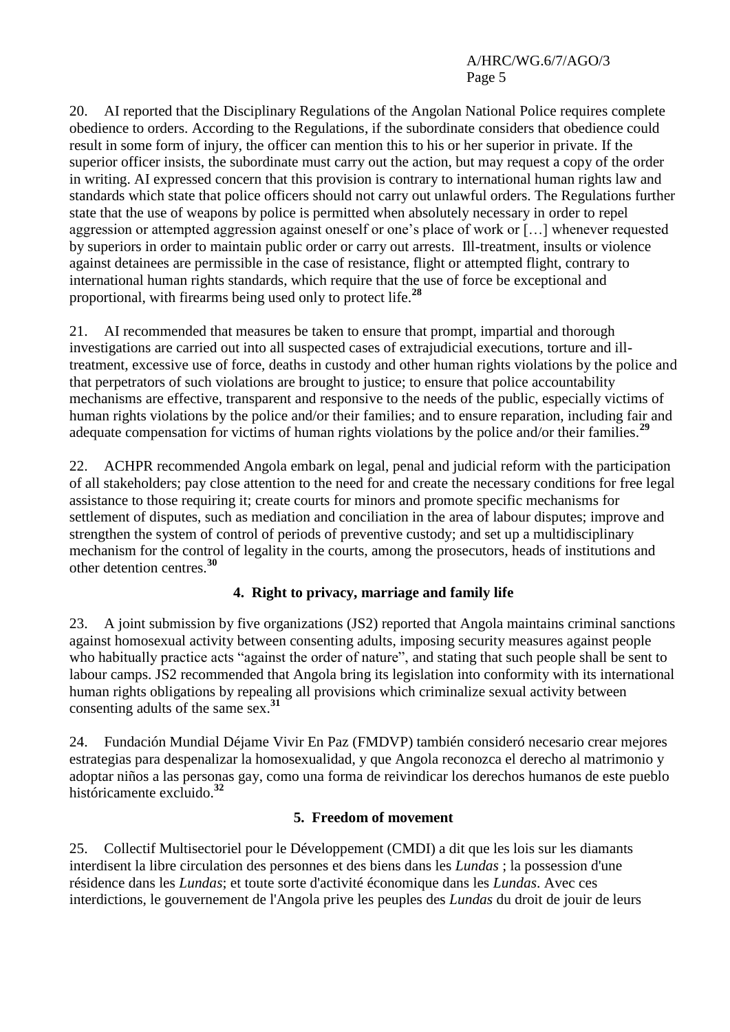20. AI reported that the Disciplinary Regulations of the Angolan National Police requires complete obedience to orders. According to the Regulations, if the subordinate considers that obedience could result in some form of injury, the officer can mention this to his or her superior in private. If the superior officer insists, the subordinate must carry out the action, but may request a copy of the order in writing. AI expressed concern that this provision is contrary to international human rights law and standards which state that police officers should not carry out unlawful orders. The Regulations further state that the use of weapons by police is permitted when absolutely necessary in order to repel aggression or attempted aggression against oneself or one's place of work or […] whenever requested by superiors in order to maintain public order or carry out arrests. Ill-treatment, insults or violence against detainees are permissible in the case of resistance, flight or attempted flight, contrary to international human rights standards, which require that the use of force be exceptional and proportional, with firearms being used only to protect life.[28]

21. AI recommended that measures be taken to ensure that prompt, impartial and thorough investigations are carried out into all suspected cases of extrajudicial executions, torture and ill-treatment, excessive use of force, deaths in custody and other human rights violations by the police and that perpetrators of such violations are brought to justice; to ensure that police accountability mechanisms are effective, transparent and responsive to the needs of the public, especially victims of human rights violations by the police and/or their families; and to ensure reparation, including fair and adequate compensation for victims of human rights violations by the police and/or their families.[29]

22. ACHPR recommended Angola embark on legal, penal and judicial reform with the participation of all stakeholders; pay close attention to the need for and create the necessary conditions for free legal assistance to those requiring it; create courts for minors and promote specific mechanisms for settlement of disputes, such as mediation and conciliation in the area of labour disputes; improve and strengthen the system of control of periods of preventive custody; and set up a multidisciplinary mechanism for the control of legality in the courts, among the prosecutors, heads of institutions and other detention centres.[30]

### 4. Right to privacy, marriage and family life

23. A joint submission by five organizations (JS2) reported that Angola maintains criminal sanctions against homosexual activity between consenting adults, imposing security measures against people who habitually practice acts "against the order of nature", and stating that such people shall be sent to labour camps. JS2 recommended that Angola bring its legislation into conformity with its international human rights obligations by repealing all provisions which criminalize sexual activity between consenting adults of the same sex.[31]

24. Fundación Mundial Déjame Vivir En Paz (FMDVP) también consideró necesario crear mejores estrategias para despenalizar la homosexualidad, y que Angola reconozca el derecho al matrimonio y adoptar niños a las personas gay, como una forma de reivindicar los derechos humanos de este pueblo históricamente excluido.[32]

### 5. Freedom of movement

25. Collectif Multisectoriel pour le Développement (CMDI) a dit que les lois sur les diamants interdisent la libre circulation des personnes et des biens dans les *Lundas* ; la possession d'une résidence dans les *Lundas*; et toute sorte d'activité économique dans les *Lundas*. Avec ces interdictions, le gouvernement de l'Angola prive les peuples des *Lundas* du droit de jouir de leurs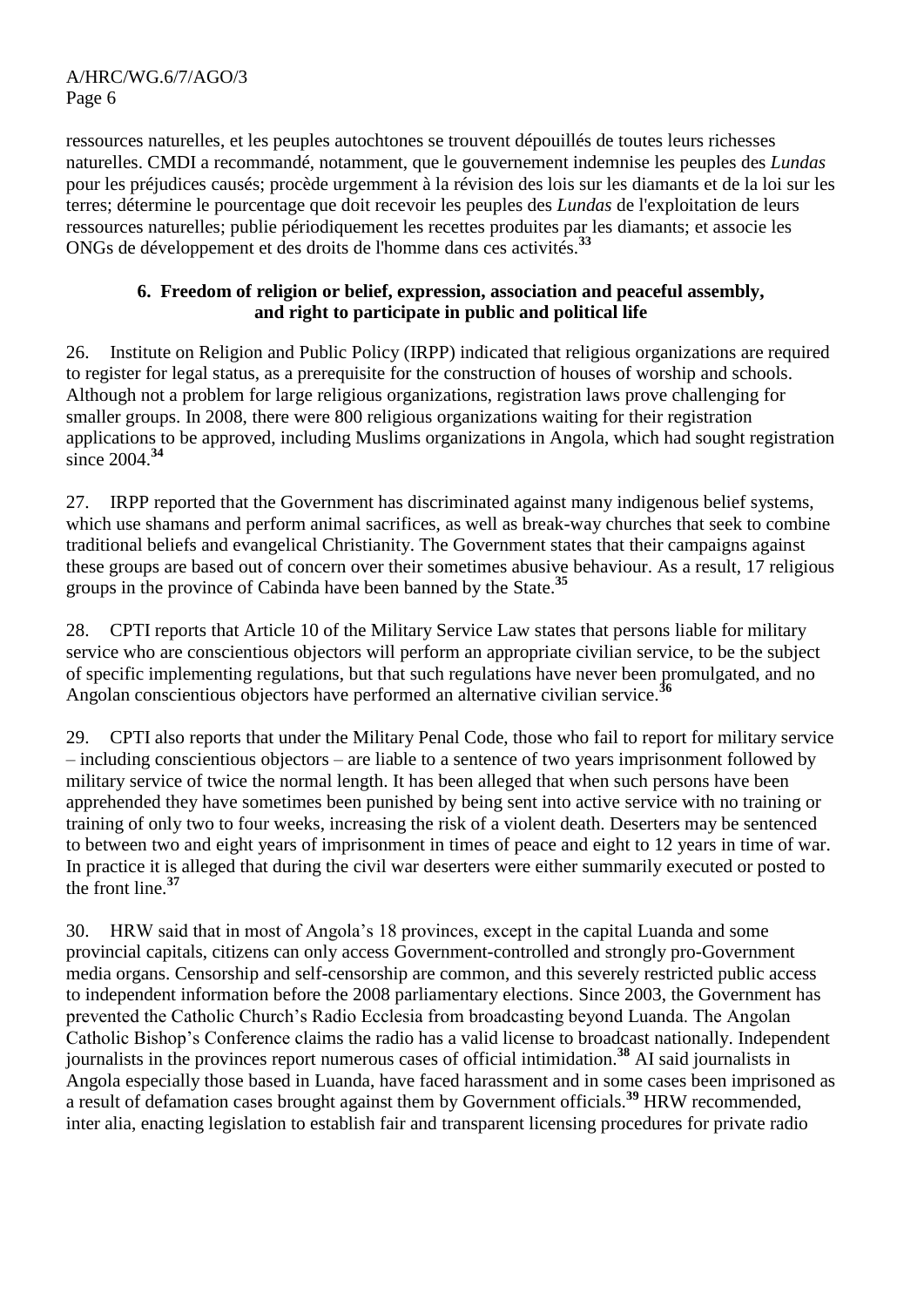ressources naturelles, et les peuples autochtones se trouvent dépouillés de toutes leurs richesses naturelles. CMDI a recommandé, notamment, que le gouvernement indemnise les peuples des *Lundas* pour les préjudices causés; procède urgemment à la révision des lois sur les diamants et de la loi sur les terres; détermine le pourcentage que doit recevoir les peuples des *Lundas* de l'exploitation de leurs ressources naturelles; publie périodiquement les recettes produites par les diamants; et associe les ONGs de développement et des droits de l'homme dans ces activités.[33]

### 6. Freedom of religion or belief, expression, association and peaceful assembly, and right to participate in public and political life

26. Institute on Religion and Public Policy (IRPP) indicated that religious organizations are required to register for legal status, as a prerequisite for the construction of houses of worship and schools. Although not a problem for large religious organizations, registration laws prove challenging for smaller groups. In 2008, there were 800 religious organizations waiting for their registration applications to be approved, including Muslims organizations in Angola, which had sought registration since 2004.[34]

27. IRPP reported that the Government has discriminated against many indigenous belief systems, which use shamans and perform animal sacrifices, as well as break-way churches that seek to combine traditional beliefs and evangelical Christianity. The Government states that their campaigns against these groups are based out of concern over their sometimes abusive behaviour. As a result, 17 religious groups in the province of Cabinda have been banned by the State.[35]

28. CPTI reports that Article 10 of the Military Service Law states that persons liable for military service who are conscientious objectors will perform an appropriate civilian service, to be the subject of specific implementing regulations, but that such regulations have never been promulgated, and no Angolan conscientious objectors have performed an alternative civilian service.[36]

29. CPTI also reports that under the Military Penal Code, those who fail to report for military service – including conscientious objectors – are liable to a sentence of two years imprisonment followed by military service of twice the normal length. It has been alleged that when such persons have been apprehended they have sometimes been punished by being sent into active service with no training or training of only two to four weeks, increasing the risk of a violent death. Deserters may be sentenced to between two and eight years of imprisonment in times of peace and eight to 12 years in time of war. In practice it is alleged that during the civil war deserters were either summarily executed or posted to the front line.[37]

30. HRW said that in most of Angola's 18 provinces, except in the capital Luanda and some provincial capitals, citizens can only access Government-controlled and strongly pro-Government media organs. Censorship and self-censorship are common, and this severely restricted public access to independent information before the 2008 parliamentary elections. Since 2003, the Government has prevented the Catholic Church's Radio Ecclesia from broadcasting beyond Luanda. The Angolan Catholic Bishop's Conference claims the radio has a valid license to broadcast nationally. Independent journalists in the provinces report numerous cases of official intimidation.[38] AI said journalists in Angola especially those based in Luanda, have faced harassment and in some cases been imprisoned as a result of defamation cases brought against them by Government officials.[39] HRW recommended, inter alia, enacting legislation to establish fair and transparent licensing procedures for private radio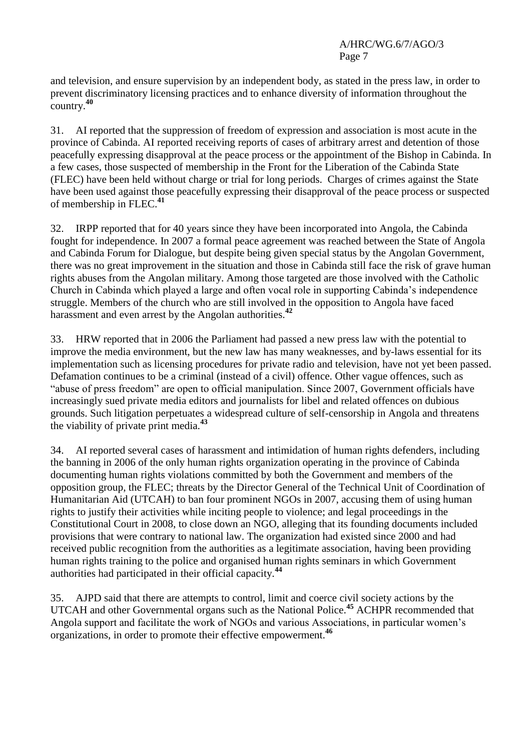and television, and ensure supervision by an independent body, as stated in the press law, in order to prevent discriminatory licensing practices and to enhance diversity of information throughout the country.[40]

31. AI reported that the suppression of freedom of expression and association is most acute in the province of Cabinda. AI reported receiving reports of cases of arbitrary arrest and detention of those peacefully expressing disapproval at the peace process or the appointment of the Bishop in Cabinda. In a few cases, those suspected of membership in the Front for the Liberation of the Cabinda State (FLEC) have been held without charge or trial for long periods. Charges of crimes against the State have been used against those peacefully expressing their disapproval of the peace process or suspected of membership in FLEC.[41]

32. IRPP reported that for 40 years since they have been incorporated into Angola, the Cabinda fought for independence. In 2007 a formal peace agreement was reached between the State of Angola and Cabinda Forum for Dialogue, but despite being given special status by the Angolan Government, there was no great improvement in the situation and those in Cabinda still face the risk of grave human rights abuses from the Angolan military. Among those targeted are those involved with the Catholic Church in Cabinda which played a large and often vocal role in supporting Cabinda's independence struggle. Members of the church who are still involved in the opposition to Angola have faced harassment and even arrest by the Angolan authorities.[42]

33. HRW reported that in 2006 the Parliament had passed a new press law with the potential to improve the media environment, but the new law has many weaknesses, and by-laws essential for its implementation such as licensing procedures for private radio and television, have not yet been passed. Defamation continues to be a criminal (instead of a civil) offence. Other vague offences, such as "abuse of press freedom" are open to official manipulation. Since 2007, Government officials have increasingly sued private media editors and journalists for libel and related offences on dubious grounds. Such litigation perpetuates a widespread culture of self-censorship in Angola and threatens the viability of private print media.[43]

34. AI reported several cases of harassment and intimidation of human rights defenders, including the banning in 2006 of the only human rights organization operating in the province of Cabinda documenting human rights violations committed by both the Government and members of the opposition group, the FLEC; threats by the Director General of the Technical Unit of Coordination of Humanitarian Aid (UTCAH) to ban four prominent NGOs in 2007, accusing them of using human rights to justify their activities while inciting people to violence; and legal proceedings in the Constitutional Court in 2008, to close down an NGO, alleging that its founding documents included provisions that were contrary to national law. The organization had existed since 2000 and had received public recognition from the authorities as a legitimate association, having been providing human rights training to the police and organised human rights seminars in which Government authorities had participated in their official capacity.[44]

35. AJPD said that there are attempts to control, limit and coerce civil society actions by the UTCAH and other Governmental organs such as the National Police.[45] ACHPR recommended that Angola support and facilitate the work of NGOs and various Associations, in particular women's organizations, in order to promote their effective empowerment.[46]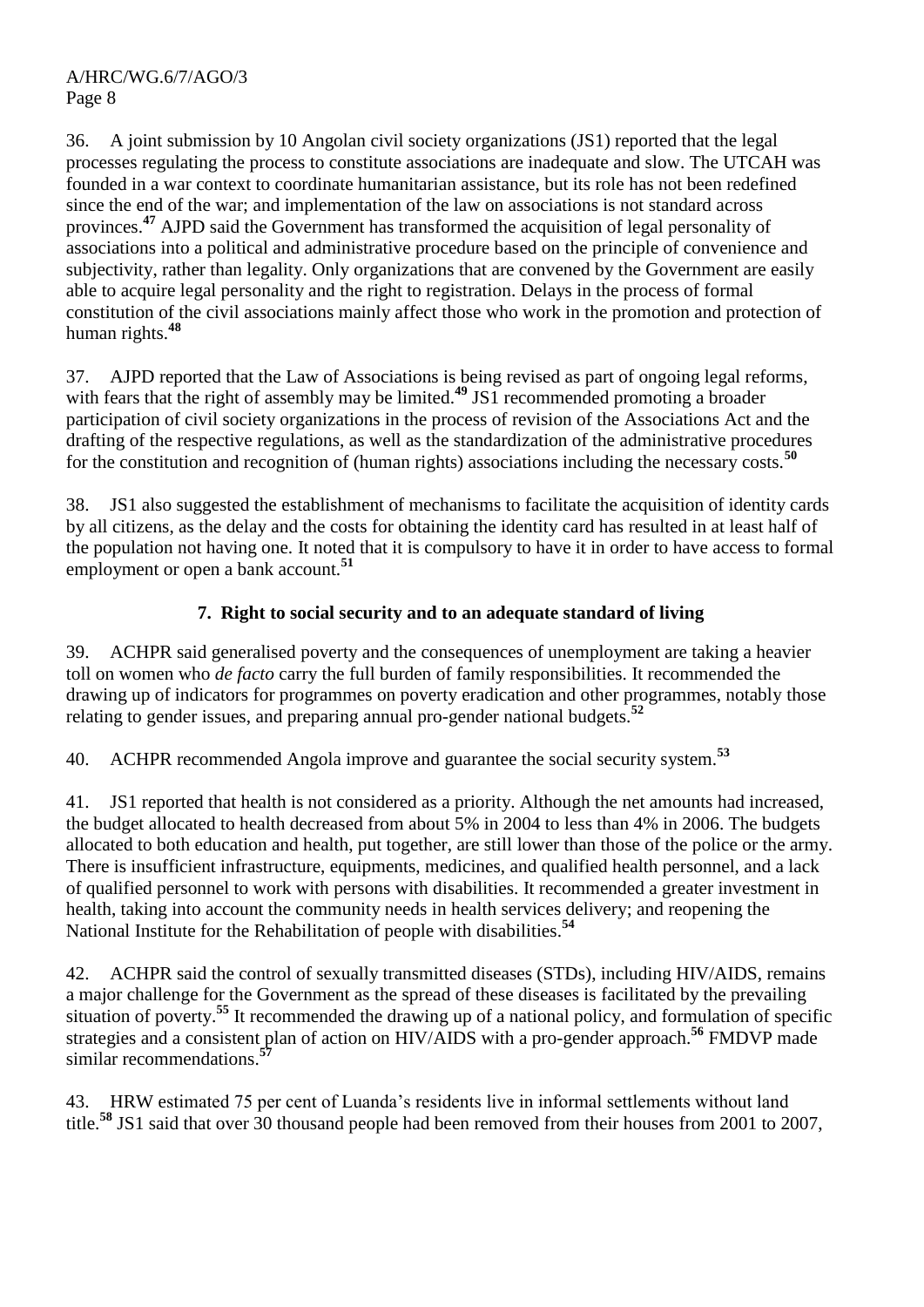36. A joint submission by 10 Angolan civil society organizations (JS1) reported that the legal processes regulating the process to constitute associations are inadequate and slow. The UTCAH was founded in a war context to coordinate humanitarian assistance, but its role has not been redefined since the end of the war; and implementation of the law on associations is not standard across provinces.[47] AJPD said the Government has transformed the acquisition of legal personality of associations into a political and administrative procedure based on the principle of convenience and subjectivity, rather than legality. Only organizations that are convened by the Government are easily able to acquire legal personality and the right to registration. Delays in the process of formal constitution of the civil associations mainly affect those who work in the promotion and protection of human rights.[48]

37. AJPD reported that the Law of Associations is being revised as part of ongoing legal reforms, with fears that the right of assembly may be limited.[49] JS1 recommended promoting a broader participation of civil society organizations in the process of revision of the Associations Act and the drafting of the respective regulations, as well as the standardization of the administrative procedures for the constitution and recognition of (human rights) associations including the necessary costs.[50]

38. JS1 also suggested the establishment of mechanisms to facilitate the acquisition of identity cards by all citizens, as the delay and the costs for obtaining the identity card has resulted in at least half of the population not having one. It noted that it is compulsory to have it in order to have access to formal employment or open a bank account.[51]

### 7. Right to social security and to an adequate standard of living

39. ACHPR said generalised poverty and the consequences of unemployment are taking a heavier toll on women who *de facto* carry the full burden of family responsibilities. It recommended the drawing up of indicators for programmes on poverty eradication and other programmes, notably those relating to gender issues, and preparing annual pro-gender national budgets.[52]

40. ACHPR recommended Angola improve and guarantee the social security system.[53]

41. JS1 reported that health is not considered as a priority. Although the net amounts had increased, the budget allocated to health decreased from about 5% in 2004 to less than 4% in 2006. The budgets allocated to both education and health, put together, are still lower than those of the police or the army. There is insufficient infrastructure, equipments, medicines, and qualified health personnel, and a lack of qualified personnel to work with persons with disabilities. It recommended a greater investment in health, taking into account the community needs in health services delivery; and reopening the National Institute for the Rehabilitation of people with disabilities.[54]

42. ACHPR said the control of sexually transmitted diseases (STDs), including HIV/AIDS, remains a major challenge for the Government as the spread of these diseases is facilitated by the prevailing situation of poverty.[55] It recommended the drawing up of a national policy, and formulation of specific strategies and a consistent plan of action on HIV/AIDS with a pro-gender approach.[56] FMDVP made similar recommendations.[57]

43. HRW estimated 75 per cent of Luanda's residents live in informal settlements without land title.[58] JS1 said that over 30 thousand people had been removed from their houses from 2001 to 2007,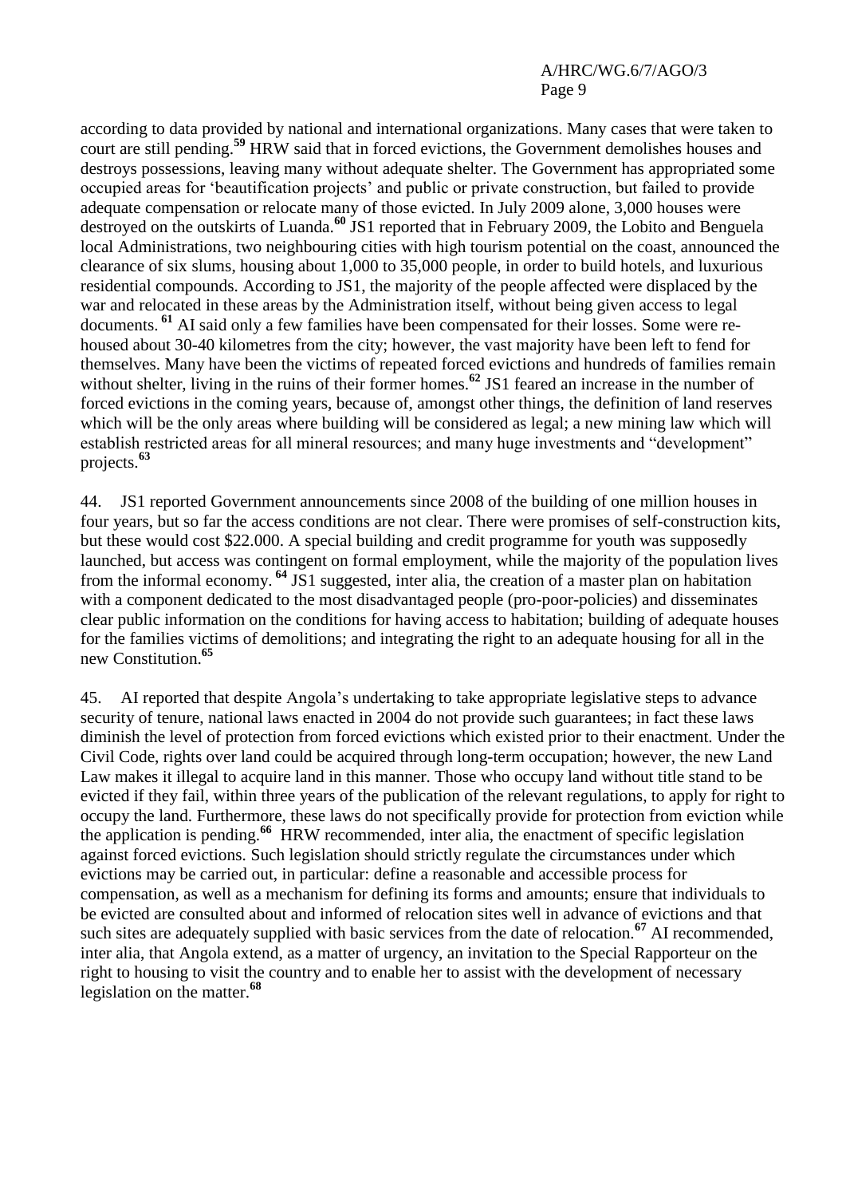according to data provided by national and international organizations. Many cases that were taken to court are still pending.[59] HRW said that in forced evictions, the Government demolishes houses and destroys possessions, leaving many without adequate shelter. The Government has appropriated some occupied areas for 'beautification projects' and public or private construction, but failed to provide adequate compensation or relocate many of those evicted. In July 2009 alone, 3,000 houses were destroyed on the outskirts of Luanda.[60] JS1 reported that in February 2009, the Lobito and Benguela local Administrations, two neighbouring cities with high tourism potential on the coast, announced the clearance of six slums, housing about 1,000 to 35,000 people, in order to build hotels, and luxurious residential compounds. According to JS1, the majority of the people affected were displaced by the war and relocated in these areas by the Administration itself, without being given access to legal documents.[61] AI said only a few families have been compensated for their losses. Some were re-housed about 30-40 kilometres from the city; however, the vast majority have been left to fend for themselves. Many have been the victims of repeated forced evictions and hundreds of families remain without shelter, living in the ruins of their former homes.[62] JS1 feared an increase in the number of forced evictions in the coming years, because of, amongst other things, the definition of land reserves which will be the only areas where building will be considered as legal; a new mining law which will establish restricted areas for all mineral resources; and many huge investments and "development" projects.[63]

44. JS1 reported Government announcements since 2008 of the building of one million houses in four years, but so far the access conditions are not clear. There were promises of self-construction kits, but these would cost $22.000. A special building and credit programme for youth was supposedly launched, but access was contingent on formal employment, while the majority of the population lives from the informal economy.[64] JS1 suggested, inter alia, the creation of a master plan on habitation with a component dedicated to the most disadvantaged people (pro-poor-policies) and disseminates clear public information on the conditions for having access to habitation; building of adequate houses for the families victims of demolitions; and integrating the right to an adequate housing for all in the new Constitution.[65]

45. AI reported that despite Angola's undertaking to take appropriate legislative steps to advance security of tenure, national laws enacted in 2004 do not provide such guarantees; in fact these laws diminish the level of protection from forced evictions which existed prior to their enactment. Under the Civil Code, rights over land could be acquired through long-term occupation; however, the new Land Law makes it illegal to acquire land in this manner. Those who occupy land without title stand to be evicted if they fail, within three years of the publication of the relevant regulations, to apply for right to occupy the land. Furthermore, these laws do not specifically provide for protection from eviction while the application is pending.[66] HRW recommended, inter alia, the enactment of specific legislation against forced evictions. Such legislation should strictly regulate the circumstances under which evictions may be carried out, in particular: define a reasonable and accessible process for compensation, as well as a mechanism for defining its forms and amounts; ensure that individuals to be evicted are consulted about and informed of relocation sites well in advance of evictions and that such sites are adequately supplied with basic services from the date of relocation.[67] AI recommended, inter alia, that Angola extend, as a matter of urgency, an invitation to the Special Rapporteur on the right to housing to visit the country and to enable her to assist with the development of necessary legislation on the matter.[68]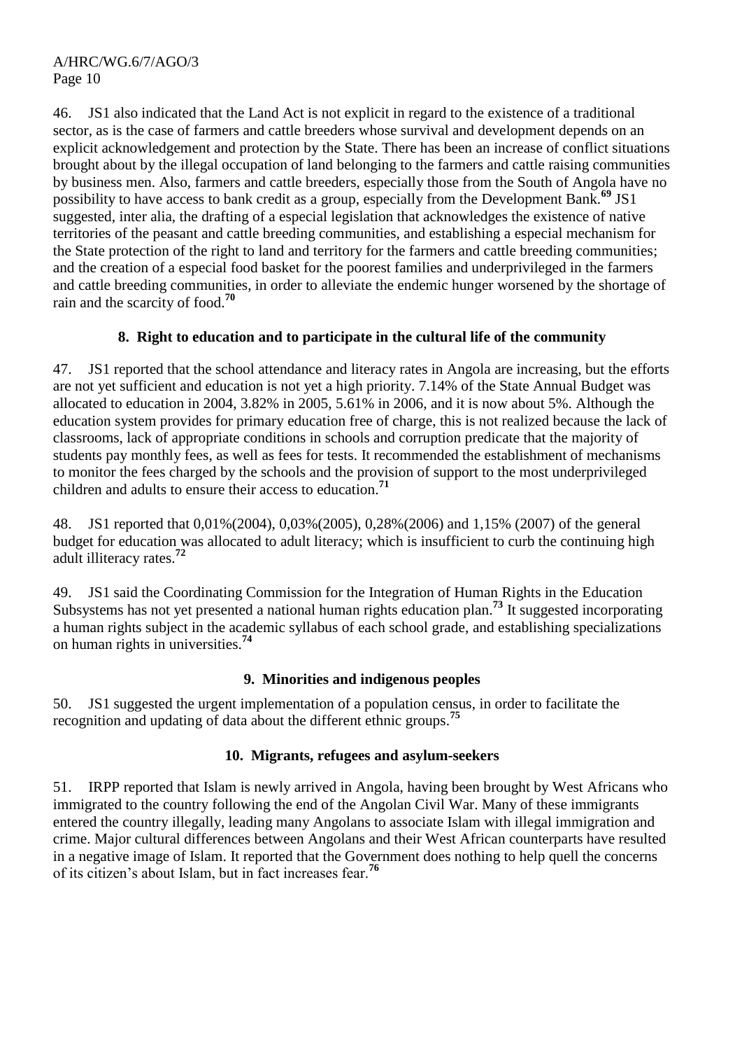46. JS1 also indicated that the Land Act is not explicit in regard to the existence of a traditional sector, as is the case of farmers and cattle breeders whose survival and development depends on an explicit acknowledgement and protection by the State. There has been an increase of conflict situations brought about by the illegal occupation of land belonging to the farmers and cattle raising communities by business men. Also, farmers and cattle breeders, especially those from the South of Angola have no possibility to have access to bank credit as a group, especially from the Development Bank.[69] JS1 suggested, inter alia, the drafting of a especial legislation that acknowledges the existence of native territories of the peasant and cattle breeding communities, and establishing a especial mechanism for the State protection of the right to land and territory for the farmers and cattle breeding communities; and the creation of a especial food basket for the poorest families and underprivileged in the farmers and cattle breeding communities, in order to alleviate the endemic hunger worsened by the shortage of rain and the scarcity of food.[70]

### 8. Right to education and to participate in the cultural life of the community

47. JS1 reported that the school attendance and literacy rates in Angola are increasing, but the efforts are not yet sufficient and education is not yet a high priority. 7.14% of the State Annual Budget was allocated to education in 2004, 3.82% in 2005, 5.61% in 2006, and it is now about 5%. Although the education system provides for primary education free of charge, this is not realized because the lack of classrooms, lack of appropriate conditions in schools and corruption predicate that the majority of students pay monthly fees, as well as fees for tests. It recommended the establishment of mechanisms to monitor the fees charged by the schools and the provision of support to the most underprivileged children and adults to ensure their access to education.[71]

48. JS1 reported that 0,01%(2004), 0,03%(2005), 0,28%(2006) and 1,15% (2007) of the general budget for education was allocated to adult literacy; which is insufficient to curb the continuing high adult illiteracy rates.[72]

49. JS1 said the Coordinating Commission for the Integration of Human Rights in the Education Subsystems has not yet presented a national human rights education plan.[73] It suggested incorporating a human rights subject in the academic syllabus of each school grade, and establishing specializations on human rights in universities.[74]

### 9. Minorities and indigenous peoples

50. JS1 suggested the urgent implementation of a population census, in order to facilitate the recognition and updating of data about the different ethnic groups.[75]

### 10. Migrants, refugees and asylum-seekers

51. IRPP reported that Islam is newly arrived in Angola, having been brought by West Africans who immigrated to the country following the end of the Angolan Civil War. Many of these immigrants entered the country illegally, leading many Angolans to associate Islam with illegal immigration and crime. Major cultural differences between Angolans and their West African counterparts have resulted in a negative image of Islam. It reported that the Government does nothing to help quell the concerns of its citizen's about Islam, but in fact increases fear.[76]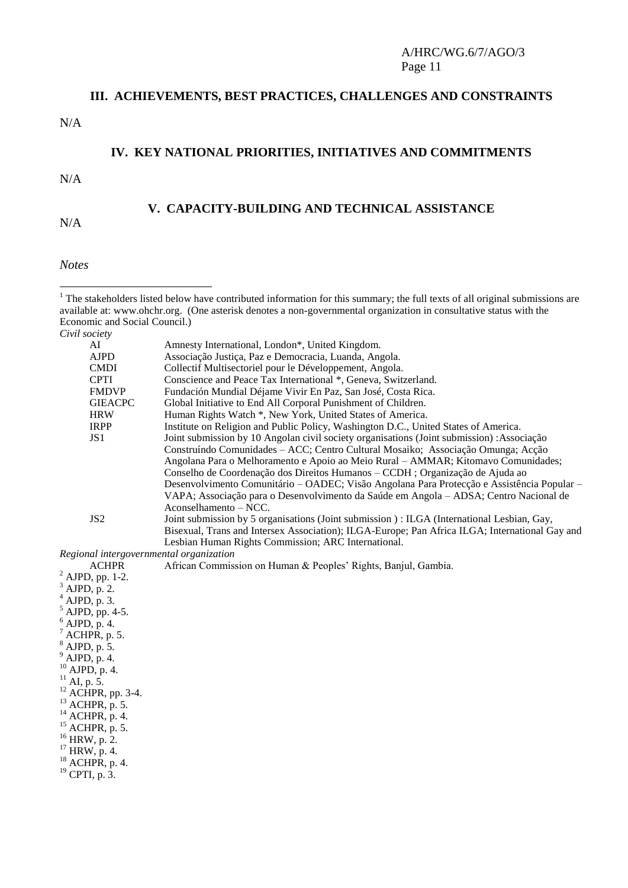## III. ACHIEVEMENTS, BEST PRACTICES, CHALLENGES AND CONSTRAINTS

N/A

## IV. KEY NATIONAL PRIORITIES, INITIATIVES AND COMMITMENTS

N/A

## V. CAPACITY-BUILDING AND TECHNICAL ASSISTANCE

N/A

*Notes*

[1] The stakeholders listed below have contributed information for this summary; the full texts of all original submissions are available at: www.ohchr.org. (One asterisk denotes a non-governmental organization in consultative status with the Economic and Social Council.)

*Civil society*

| | |
|---|---|
| AI | Amnesty International, London*, United Kingdom. |
| AJPD | Associação Justiça, Paz e Democracia, Luanda, Angola. |
| CMDI | Collectif Multisectoriel pour le Développement, Angola. |
| CPTI | Conscience and Peace Tax International *, Geneva, Switzerland. |
| FMDVP | Fundación Mundial Déjame Vivir En Paz, San José, Costa Rica. |
| GIEACPC | Global Initiative to End All Corporal Punishment of Children. |
| HRW | Human Rights Watch *, New York, United States of America. |
| IRPP | Institute on Religion and Public Policy, Washington D.C., United States of America. |
| JS1 | Joint submission by 10 Angolan civil society organisations (Joint submission) :Associação Construíndo Comunidades – ACC; Centro Cultural Mosaiko; Associação Omunga; Acção Angolana Para o Melhoramento e Apoio ao Meio Rural – AMMAR; Kitomavo Comunidades; Conselho de Coordenação dos Direitos Humanos – CCDH ; Organização de Ajuda ao Desenvolvimento Comunitário – OADEC; Visão Angolana Para Protecção e Assistência Popular – VAPA; Associação para o Desenvolvimento da Saúde em Angola – ADSA; Centro Nacional de Aconselhamento – NCC. |
| JS2 | Joint submission by 5 organisations (Joint submission ) : ILGA (International Lesbian, Gay, Bisexual, Trans and Intersex Association); ILGA-Europe; Pan Africa ILGA; International Gay and Lesbian Human Rights Commission; ARC International. |

*Regional intergovernmental organization*

| | |
|---|---|
| ACHPR | African Commission on Human & Peoples' Rights, Banjul, Gambia. |

[2] AJPD, pp. 1-2.
[3] AJPD, p. 2.
[4] AJPD, p. 3.
[5] AJPD, pp. 4-5.
[6] AJPD, p. 4.
[7] ACHPR, p. 5.
[8] AJPD, p. 5.
[9] AJPD, p. 4.
[10] AJPD, p. 4.
[11] AI, p. 5.
[12] ACHPR, pp. 3-4.
[13] ACHPR, p. 5.
[14] ACHPR, p. 4.
[15] ACHPR, p. 5.
[16] HRW, p. 2.
[17] HRW, p. 4.
[18] ACHPR, p. 4.
[19] CPTI, p. 3.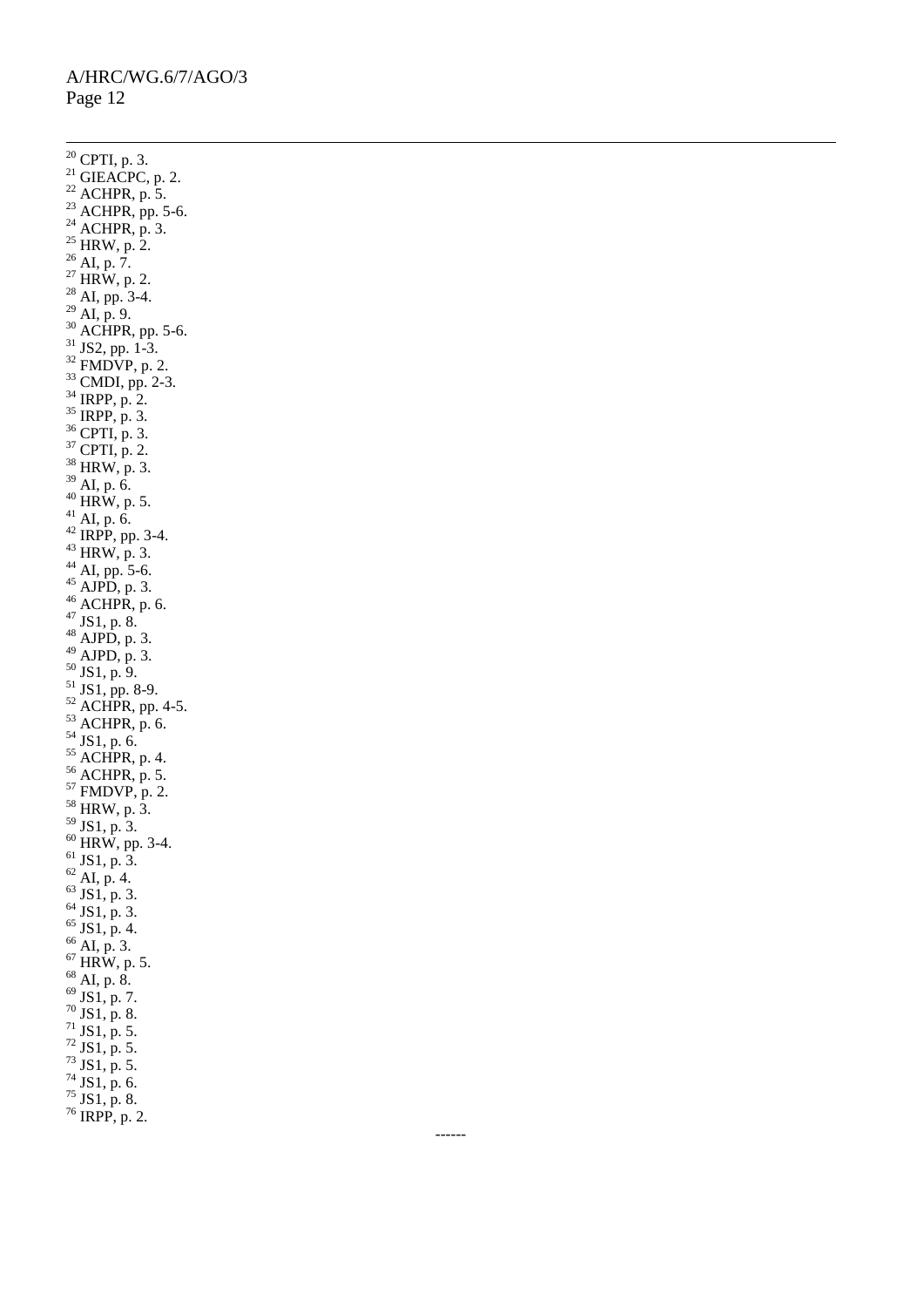[20] CPTI, p. 3.
[21] GIEACPC, p. 2.
[22] ACHPR, p. 5.
[23] ACHPR, pp. 5-6.
[24] ACHPR, p. 3.
[25] HRW, p. 2.
[26] AI, p. 7.
[27] HRW, p. 2.
[28] AI, pp. 3-4.
[29] AI, p. 9.
[30] ACHPR, pp. 5-6.
[31] JS2, pp. 1-3.
[32] FMDVP, p. 2.
[33] CMDI, pp. 2-3.
[34] IRPP, p. 2.
[35] IRPP, p. 3.
[36] CPTI, p. 3.
[37] CPTI, p. 2.
[38] HRW, p. 3.
[39] AI, p. 6.
[40] HRW, p. 5.
[41] AI, p. 6.
[42] IRPP, pp. 3-4.
[43] HRW, p. 3.
[44] AI, pp. 5-6.
[45] AJPD, p. 3.
[46] ACHPR, p. 6.
[47] JS1, p. 8.
[48] AJPD, p. 3.
[49] AJPD, p. 3.
[50] JS1, p. 9.
[51] JS1, pp. 8-9.
[52] ACHPR, pp. 4-5.
[53] ACHPR, p. 6.
[54] JS1, p. 6.
[55] ACHPR, p. 4.
[56] ACHPR, p. 5.
[57] FMDVP, p. 2.
[58] HRW, p. 3.
[59] JS1, p. 3.
[60] HRW, pp. 3-4.
[61] JS1, p. 3.
[62] AI, p. 4.
[63] JS1, p. 3.
[64] JS1, p. 3.
[65] JS1, p. 4.
[66] AI, p. 3.
[67] HRW, p. 5.
[68] AI, p. 8.
[69] JS1, p. 7.
[70] JS1, p. 8.
[71] JS1, p. 5.
[72] JS1, p. 5.
[73] JS1, p. 5.
[74] JS1, p. 6.
[75] JS1, p. 8.
[76] IRPP, p. 2.

------